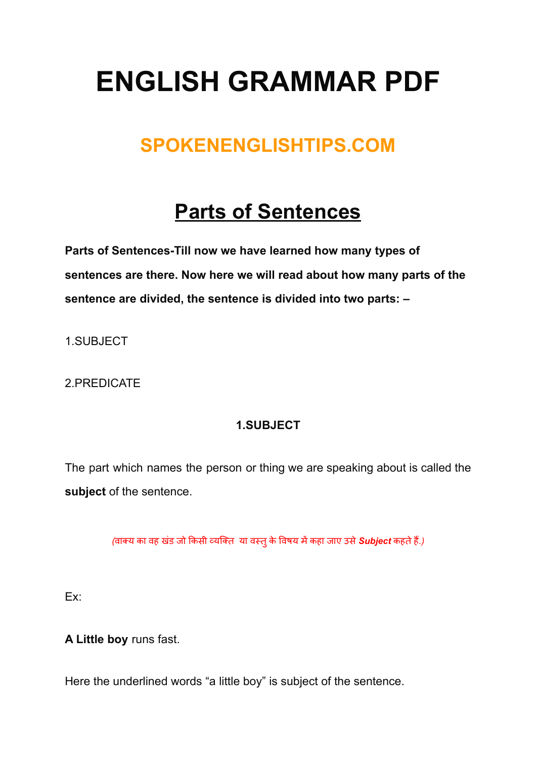# ENGLISH GRAMMAR PDF

## SPOKENENGLISHTIPS.COM

## Parts of Sentences

**Parts of Sentences-Till now we have learned how many types of sentences are there. Now here we will read about how many parts of the sentence are divided, the sentence is divided into two parts: –**

1.SUBJECT

2.PREDICATE

**1.SUBJECT**

The part which names the person or thing we are speaking about is called the **subject** of the sentence.

*(वाक्य का वह खंड जो किसी व्यक्ति  या वस्तु के विषय में कहा जाए उसे **Subject** कहते हैं.)*

Ex:

**A Little boy** runs fast.

Here the underlined words "a little boy" is subject of the sentence.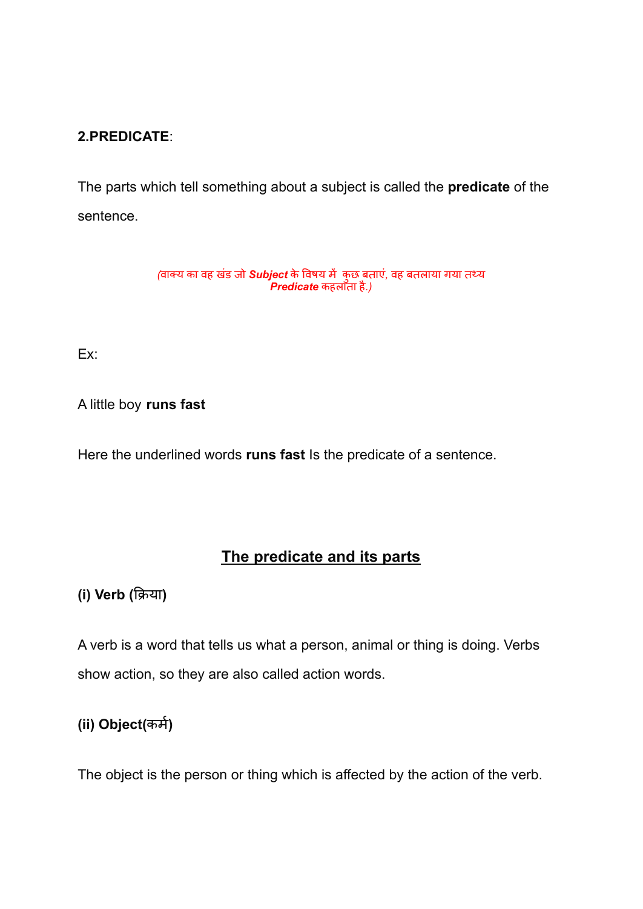**2.PREDICATE**:

The parts which tell something about a subject is called the **predicate** of the sentence.

*(वाक्य का वह खंड जो **Subject** के विषय में कुछ बताएं, वह बतलाया गया तथ्य **Predicate** कहलाता है.)*

Ex:

A little boy **runs fast**

Here the underlined words **runs fast** Is the predicate of a sentence.

## <u>The predicate and its parts</u>

**(i) Verb (क्रिया)**

A verb is a word that tells us what a person, animal or thing is doing. Verbs show action, so they are also called action words.

**(ii) Object(कर्म)**

The object is the person or thing which is affected by the action of the verb.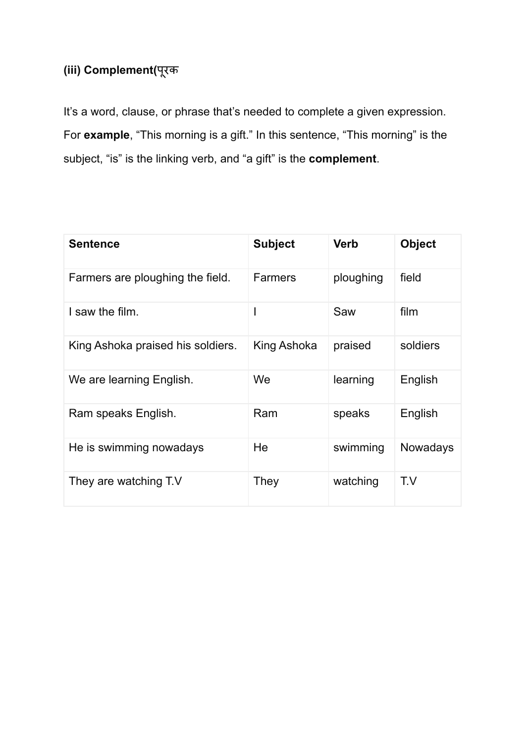**(iii) Complement(पूरक**

It’s a word, clause, or phrase that’s needed to complete a given expression. For **example**, “This morning is a gift.” In this sentence, “This morning” is the subject, “is” is the linking verb, and “a gift” is the **complement**.

| Sentence | Subject | Verb | Object |
|---|---|---|---|
| Farmers are ploughing the field. | Farmers | ploughing | field |
| I saw the film. | I | Saw | film |
| King Ashoka praised his soldiers. | King Ashoka | praised | soldiers |
| We are learning English. | We | learning | English |
| Ram speaks English. | Ram | speaks | English |
| He is swimming nowadays | He | swimming | Nowadays |
| They are watching T.V | They | watching | T.V |